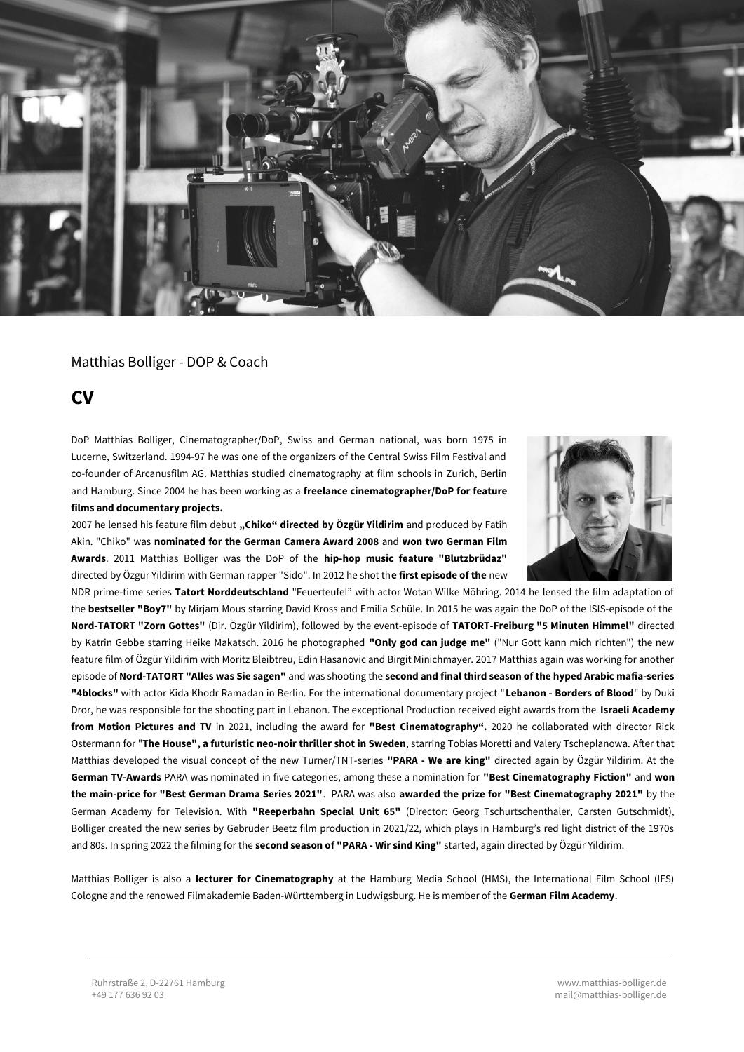Matthias Bolliger - DOP & Coach

# CV

DoP Matthias Bolliger, Cinematographer/DoP, Swiss and German national, was born 1975 in Lucerne, Switzerland. 1994-97 he was one of the organizers of the Central Swiss Film Festival and co-founder of Arcanusfilm AG. Matthias studied cinematography at film schools in Zurich, Berlin and Hamburg. Since 2004 he has been working as a **freelance cinematographer/DoP for feature films and documentary projects.**

2007 he lensed his feature film debut **„Chiko“ directed by Özgür Yildirim** and produced by Fatih Akin. "Chiko" was **nominated for the German Camera Award 2008** and **won two German Film Awards**. 2011 Matthias Bolliger was the DoP of the **hip-hop music feature "Blutzbrüdaz"** directed by Özgür Yildirim with German rapper "Sido". In 2012 he shot th**e first episode of the** new NDR prime-time series **Tatort Norddeutschland** "Feuerteufel" with actor Wotan Wilke Möhring. 2014 he lensed the film adaptation of the **bestseller "Boy7"** by Mirjam Mous starring David Kross and Emilia Schüle. In 2015 he was again the DoP of the ISIS-episode of the **Nord-TATORT "Zorn Gottes"** (Dir. Özgür Yildirim), followed by the event-episode of **TATORT-Freiburg "5 Minuten Himmel"** directed by Katrin Gebbe starring Heike Makatsch. 2016 he photographed **"Only god can judge me"** ("Nur Gott kann mich richten") the new feature film of Özgür Yildirim with Moritz Bleibtreu, Edin Hasanovic and Birgit Minichmayer. 2017 Matthias again was working for another episode of **Nord-TATORT "Alles was Sie sagen"** and was shooting the **second and final third season of the hyped Arabic mafia-series "4blocks"** with actor Kida Khodr Ramadan in Berlin. For the international documentary project "**Lebanon - Borders of Blood**" by Duki Dror, he was responsible for the shooting part in Lebanon. The exceptional Production received eight awards from the **Israeli Academy from Motion Pictures and TV** in 2021, including the award for **"Best Cinematography“.** 2020 he collaborated with director Rick Ostermann for "**The House", a futuristic neo-noir thriller shot in Sweden**, starring Tobias Moretti and Valery Tscheplanowa. After that Matthias developed the visual concept of the new Turner/TNT-series **"PARA - We are king"** directed again by Özgür Yildirim. At the **German TV-Awards** PARA was nominated in five categories, among these a nomination for **"Best Cinematography Fiction"** and **won the main-price for "Best German Drama Series 2021"**. PARA was also **awarded the prize for "Best Cinematography 2021"** by the German Academy for Television. With **"Reeperbahn Special Unit 65"** (Director: Georg Tschurtschenthaler, Carsten Gutschmidt), Bolliger created the new series by Gebrüder Beetz film production in 2021/22, which plays in Hamburg’s red light district of the 1970s and 80s. In spring 2022 the filming for the **second season of "PARA - Wir sind King"** started, again directed by Özgür Yildirim.

Matthias Bolliger is also a **lecturer for Cinematography** at the Hamburg Media School (HMS), the International Film School (IFS) Cologne and the renowned Filmakademie Baden-Württemberg in Ludwigsburg. He is member of the **German Film Academy**.

Ruhrstraße 2, D-22761 Hamburg
+49 177 636 92 03

www.matthias-bolliger.de
mail@matthias-bolliger.de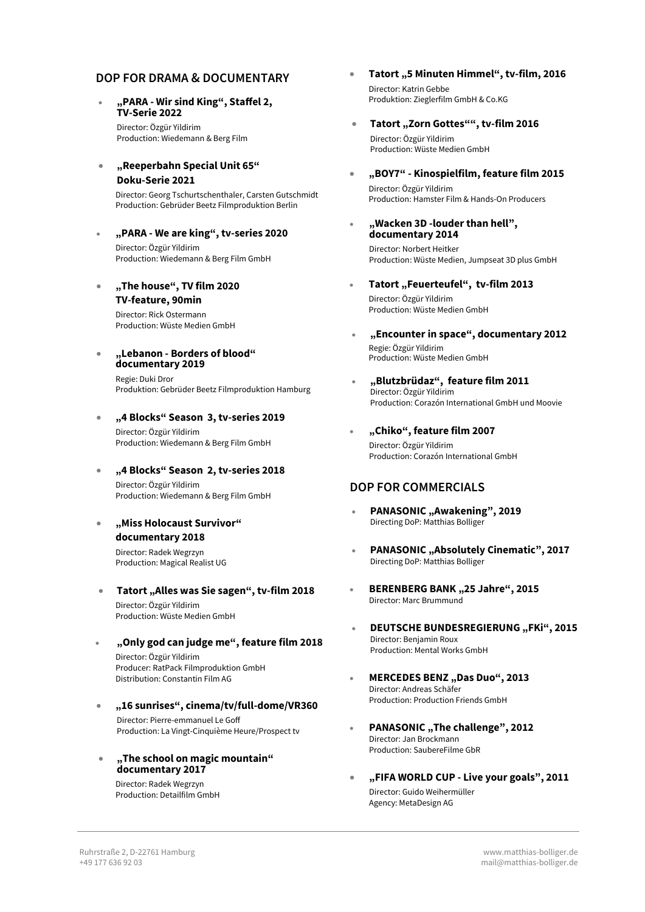## DOP FOR DRAMA & DOCUMENTARY

- **„PARA - Wir sind King“, Staffel 2, TV-Serie 2022**
  Director: Özgür Yildirim
  Production: Wiedemann & Berg Film

- **„Reeperbahn Special Unit 65“ Doku-Serie 2021**
  Director: Georg Tschurtschenthaler, Carsten Gutschmidt
  Production: Gebrüder Beetz Filmproduktion Berlin

- **„PARA - We are king“, tv-series 2020**
  Director: Özgür Yildirim
  Production: Wiedemann & Berg Film GmbH

- **„The house“, TV film 2020 TV-feature, 90min**
  Director: Rick Ostermann
  Production: Wüste Medien GmbH

- **„Lebanon - Borders of blood“ documentary 2019**
  Regie: Duki Dror
  Produktion: Gebrüder Beetz Filmproduktion Hamburg

- **„4 Blocks“ Season 3, tv-series 2019**
  Director: Özgür Yildirim
  Production: Wiedemann & Berg Film GmbH

- **„4 Blocks“ Season 2, tv-series 2018**
  Director: Özgür Yildirim
  Production: Wiedemann & Berg Film GmbH

- **„Miss Holocaust Survivor“ documentary 2018**
  Director: Radek Wegrzyn
  Production: Magical Realist UG

- **Tatort „Alles was Sie sagen“, tv-film 2018**
  Director: Özgür Yildirim
  Production: Wüste Medien GmbH

- **„Only god can judge me“, feature film 2018**
  Director: Özgür Yildirim
  Producer: RatPack Filmproduktion GmbH
  Distribution: Constantin Film AG

- **„16 sunrises“, cinema/tv/full-dome/VR360**
  Director: Pierre-emmanuel Le Goff
  Production: La Vingt-Cinquième Heure/Prospect tv

- **„The school on magic mountain“ documentary 2017**
  Director: Radek Wegrzyn
  Production: Detailfilm GmbH

- **Tatort „5 Minuten Himmel“, tv-film, 2016**
  Director: Katrin Gebbe
  Produktion: Zieglerfilm GmbH & Co.KG

- **Tatort „Zorn Gottes““, tv-film 2016**
  Director: Özgür Yildirim
  Production: Wüste Medien GmbH

- **„BOY7“ - Kinospielfilm, feature film 2015**
  Director: Özgür Yildirim
  Production: Hamster Film & Hands-On Producers

- **„Wacken 3D -louder than hell”, documentary 2014**
  Director: Norbert Heitker
  Production: Wüste Medien, Jumpseat 3D plus GmbH

- **Tatort „Feuerteufel“, tv-film 2013**
  Director: Özgür Yildirim
  Production: Wüste Medien GmbH

- **„Encounter in space“, documentary 2012**
  Regie: Özgür Yildirim
  Production: Wüste Medien GmbH

- **„Blutzbrüdaz“, feature film 2011**
  Director: Özgür Yildirim
  Production: Corazón International GmbH und Moovie

- **„Chiko“, feature film 2007**
  Director: Özgür Yildirim
  Production: Corazón International GmbH

## DOP FOR COMMERCIALS

- **PANASONIC „Awakening”, 2019**
  Directing DoP: Matthias Bolliger

- **PANASONIC „Absolutely Cinematic”, 2017**
  Directing DoP: Matthias Bolliger

- **BERENBERG BANK „25 Jahre“, 2015**
  Director: Marc Brummund

- **DEUTSCHE BUNDESREGIERUNG „FKi“, 2015**
  Director: Benjamin Roux
  Production: Mental Works GmbH

- **MERCEDES BENZ „Das Duo“, 2013**
  Director: Andreas Schäfer
  Production: Production Friends GmbH

- **PANASONIC „The challenge”, 2012**
  Director: Jan Brockmann
  Production: SaubereFilme GbR

- **„FIFA WORLD CUP - Live your goals”, 2011**
  Director: Guido Weihermüller
  Agency: MetaDesign AG

Ruhrstraße 2, D-22761 Hamburg
+49 177 636 92 03

www.matthias-bolliger.de
mail@matthias-bolliger.de